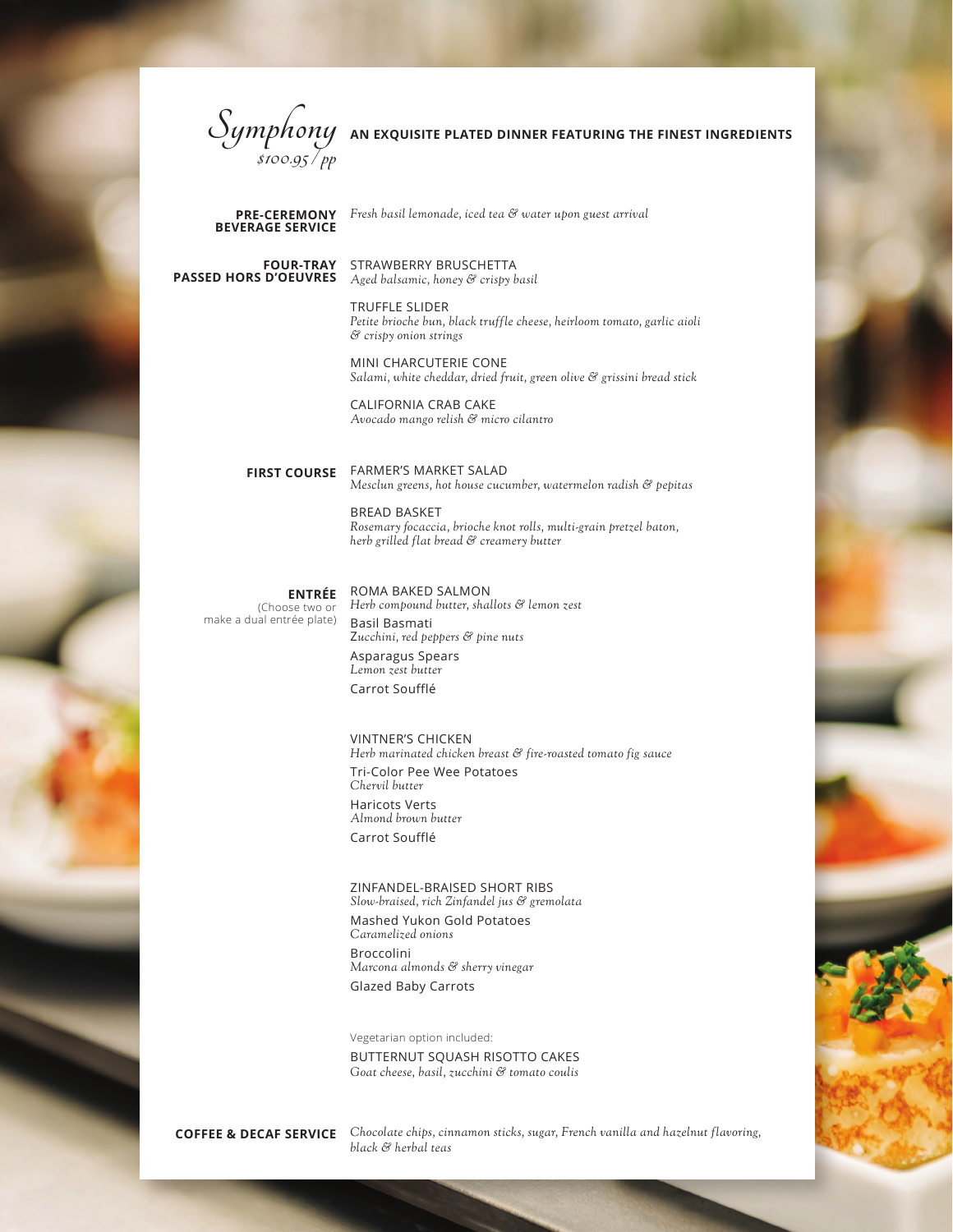# *Symphony*

*$100.95 / pp*

**AN EXQUISITE PLATED DINNER FEATURING THE FINEST INGREDIENTS**

**PRE-CEREMONY BEVERAGE SERVICE**

*Fresh basil lemonade, iced tea & water upon guest arrival*

**FOUR-TRAY PASSED HORS D'OEUVRES**

STRAWBERRY BRUSCHETTA
*Aged balsamic, honey & crispy basil*

TRUFFLE SLIDER
*Petite brioche bun, black truffle cheese, heirloom tomato, garlic aioli & crispy onion strings*

MINI CHARCUTERIE CONE
*Salami, white cheddar, dried fruit, green olive & grissini bread stick*

CALIFORNIA CRAB CAKE
*Avocado mango relish & micro cilantro*

**FIRST COURSE**

FARMER'S MARKET SALAD
*Mesclun greens, hot house cucumber, watermelon radish & pepitas*

BREAD BASKET
*Rosemary focaccia, brioche knot rolls, multi-grain pretzel baton, herb grilled flat bread & creamery butter*

**ENTRÉE**
(Choose two or make a dual entrée plate)

ROMA BAKED SALMON
*Herb compound butter, shallots & lemon zest*

Basil Basmati
*Zucchini, red peppers & pine nuts*

Asparagus Spears
*Lemon zest butter*

Carrot Soufflé

VINTNER'S CHICKEN
*Herb marinated chicken breast & fire-roasted tomato fig sauce*

Tri-Color Pee Wee Potatoes
*Chervil butter*

Haricots Verts
*Almond brown butter*

Carrot Soufflé

ZINFANDEL-BRAISED SHORT RIBS
*Slow-braised, rich Zinfandel jus & gremolata*

Mashed Yukon Gold Potatoes
*Caramelized onions*

Broccolini
*Marcona almonds & sherry vinegar*

Glazed Baby Carrots

Vegetarian option included:

BUTTERNUT SQUASH RISOTTO CAKES
*Goat cheese, basil, zucchini & tomato coulis*

**COFFEE & DECAF SERVICE**

*Chocolate chips, cinnamon sticks, sugar, French vanilla and hazelnut flavoring, black & herbal teas*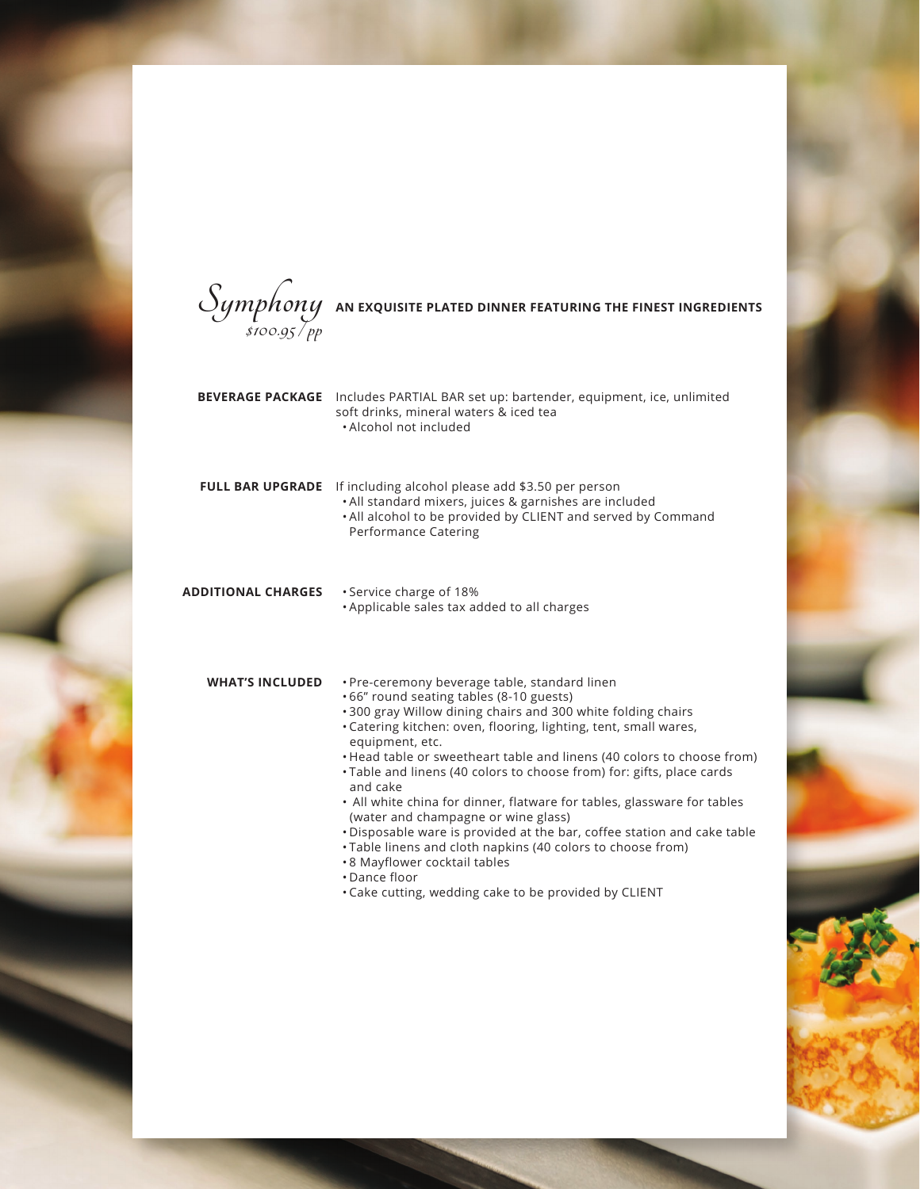# *Symphony* *$100.95 / pp*

**AN EXQUISITE PLATED DINNER FEATURING THE FINEST INGREDIENTS**

**BEVERAGE PACKAGE**
Includes PARTIAL BAR set up: bartender, equipment, ice, unlimited soft drinks, mineral waters & iced tea
- Alcohol not included

**FULL BAR UPGRADE**
If including alcohol please add $3.50 per person
- All standard mixers, juices & garnishes are included
- All alcohol to be provided by CLIENT and served by Command Performance Catering

**ADDITIONAL CHARGES**
- Service charge of 18%
- Applicable sales tax added to all charges

**WHAT'S INCLUDED**
- Pre-ceremony beverage table, standard linen
- 66" round seating tables (8-10 guests)
- 300 gray Willow dining chairs and 300 white folding chairs
- Catering kitchen: oven, flooring, lighting, tent, small wares, equipment, etc.
- Head table or sweetheart table and linens (40 colors to choose from)
- Table and linens (40 colors to choose from) for: gifts, place cards and cake
- All white china for dinner, flatware for tables, glassware for tables (water and champagne or wine glass)
- Disposable ware is provided at the bar, coffee station and cake table
- Table linens and cloth napkins (40 colors to choose from)
- 8 Mayflower cocktail tables
- Dance floor
- Cake cutting, wedding cake to be provided by CLIENT